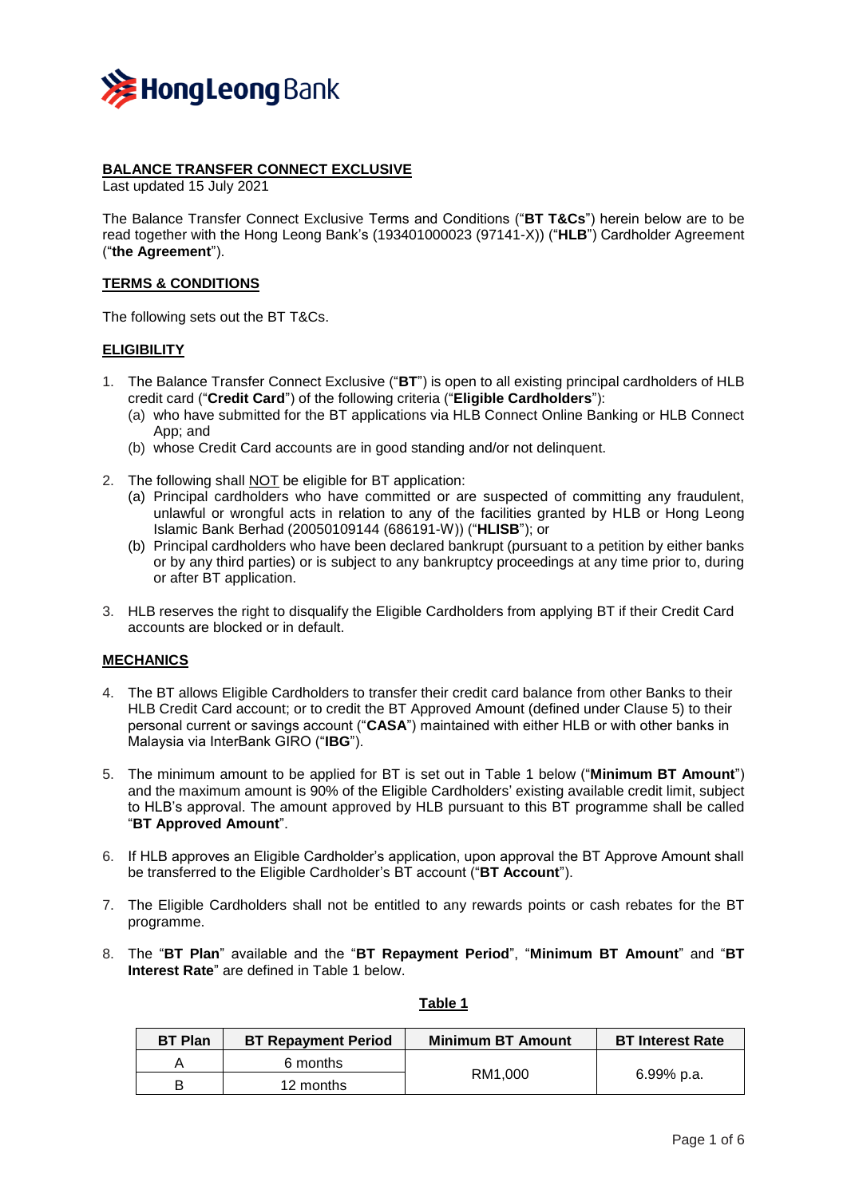Hong Leong Bank

## BALANCE TRANSFER CONNECT EXCLUSIVE

Last updated 15 July 2021

The Balance Transfer Connect Exclusive Terms and Conditions ("**BT T&Cs**") herein below are to be read together with the Hong Leong Bank's (193401000023 (97141-X)) ("**HLB**") Cardholder Agreement ("**the Agreement**").

## TERMS & CONDITIONS

The following sets out the BT T&Cs.

## ELIGIBILITY

1. The Balance Transfer Connect Exclusive ("**BT**") is open to all existing principal cardholders of HLB credit card ("**Credit Card**") of the following criteria ("**Eligible Cardholders**"):
   (a) who have submitted for the BT applications via HLB Connect Online Banking or HLB Connect App; and
   (b) whose Credit Card accounts are in good standing and/or not delinquent.

2. The following shall NOT be eligible for BT application:
   (a) Principal cardholders who have committed or are suspected of committing any fraudulent, unlawful or wrongful acts in relation to any of the facilities granted by HLB or Hong Leong Islamic Bank Berhad (20050109144 (686191-W)) ("**HLISB**"); or
   (b) Principal cardholders who have been declared bankrupt (pursuant to a petition by either banks or by any third parties) or is subject to any bankruptcy proceedings at any time prior to, during or after BT application.

3. HLB reserves the right to disqualify the Eligible Cardholders from applying BT if their Credit Card accounts are blocked or in default.

## MECHANICS

4. The BT allows Eligible Cardholders to transfer their credit card balance from other Banks to their HLB Credit Card account; or to credit the BT Approved Amount (defined under Clause 5) to their personal current or savings account ("**CASA**") maintained with either HLB or with other banks in Malaysia via InterBank GIRO ("**IBG**").

5. The minimum amount to be applied for BT is set out in Table 1 below ("**Minimum BT Amount**") and the maximum amount is 90% of the Eligible Cardholders' existing available credit limit, subject to HLB's approval. The amount approved by HLB pursuant to this BT programme shall be called "**BT Approved Amount**".

6. If HLB approves an Eligible Cardholder's application, upon approval the BT Approve Amount shall be transferred to the Eligible Cardholder's BT account ("**BT Account**").

7. The Eligible Cardholders shall not be entitled to any rewards points or cash rebates for the BT programme.

8. The "**BT Plan**" available and the "**BT Repayment Period**", "**Minimum BT Amount**" and "**BT Interest Rate**" are defined in Table 1 below.

**Table 1**

| BT Plan | BT Repayment Period | Minimum BT Amount | BT Interest Rate |
|---|---|---|---|
| A | 6 months | RM1,000 | 6.99% p.a. |
| B | 12 months | | |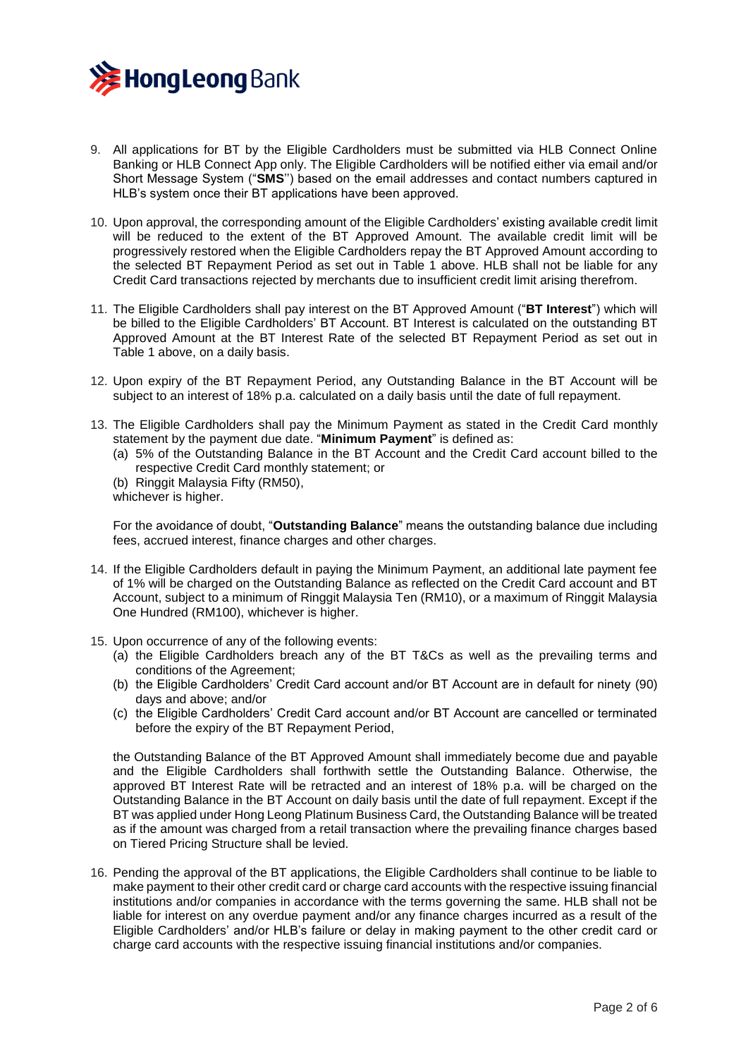9. All applications for BT by the Eligible Cardholders must be submitted via HLB Connect Online Banking or HLB Connect App only. The Eligible Cardholders will be notified either via email and/or Short Message System ("**SMS**'') based on the email addresses and contact numbers captured in HLB's system once their BT applications have been approved.

10. Upon approval, the corresponding amount of the Eligible Cardholders' existing available credit limit will be reduced to the extent of the BT Approved Amount. The available credit limit will be progressively restored when the Eligible Cardholders repay the BT Approved Amount according to the selected BT Repayment Period as set out in Table 1 above. HLB shall not be liable for any Credit Card transactions rejected by merchants due to insufficient credit limit arising therefrom.

11. The Eligible Cardholders shall pay interest on the BT Approved Amount ("**BT Interest**") which will be billed to the Eligible Cardholders' BT Account. BT Interest is calculated on the outstanding BT Approved Amount at the BT Interest Rate of the selected BT Repayment Period as set out in Table 1 above, on a daily basis.

12. Upon expiry of the BT Repayment Period, any Outstanding Balance in the BT Account will be subject to an interest of 18% p.a. calculated on a daily basis until the date of full repayment.

13. The Eligible Cardholders shall pay the Minimum Payment as stated in the Credit Card monthly statement by the payment due date. "**Minimum Payment**" is defined as:
    (a) 5% of the Outstanding Balance in the BT Account and the Credit Card account billed to the respective Credit Card monthly statement; or
    (b) Ringgit Malaysia Fifty (RM50),
    whichever is higher.

    For the avoidance of doubt, "**Outstanding Balance**" means the outstanding balance due including fees, accrued interest, finance charges and other charges.

14. If the Eligible Cardholders default in paying the Minimum Payment, an additional late payment fee of 1% will be charged on the Outstanding Balance as reflected on the Credit Card account and BT Account, subject to a minimum of Ringgit Malaysia Ten (RM10), or a maximum of Ringgit Malaysia One Hundred (RM100), whichever is higher.

15. Upon occurrence of any of the following events:
    (a) the Eligible Cardholders breach any of the BT T&Cs as well as the prevailing terms and conditions of the Agreement;
    (b) the Eligible Cardholders' Credit Card account and/or BT Account are in default for ninety (90) days and above; and/or
    (c) the Eligible Cardholders' Credit Card account and/or BT Account are cancelled or terminated before the expiry of the BT Repayment Period,

    the Outstanding Balance of the BT Approved Amount shall immediately become due and payable and the Eligible Cardholders shall forthwith settle the Outstanding Balance. Otherwise, the approved BT Interest Rate will be retracted and an interest of 18% p.a. will be charged on the Outstanding Balance in the BT Account on daily basis until the date of full repayment. Except if the BT was applied under Hong Leong Platinum Business Card, the Outstanding Balance will be treated as if the amount was charged from a retail transaction where the prevailing finance charges based on Tiered Pricing Structure shall be levied.

16. Pending the approval of the BT applications, the Eligible Cardholders shall continue to be liable to make payment to their other credit card or charge card accounts with the respective issuing financial institutions and/or companies in accordance with the terms governing the same. HLB shall not be liable for interest on any overdue payment and/or any finance charges incurred as a result of the Eligible Cardholders' and/or HLB's failure or delay in making payment to the other credit card or charge card accounts with the respective issuing financial institutions and/or companies.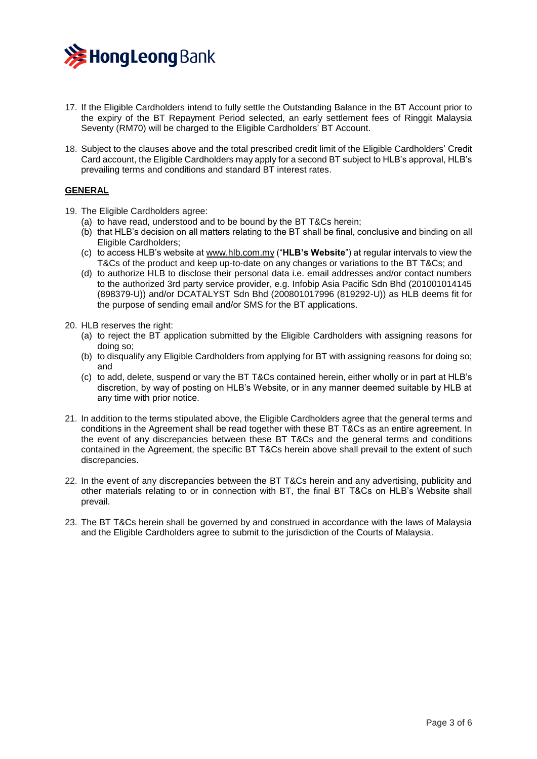17. If the Eligible Cardholders intend to fully settle the Outstanding Balance in the BT Account prior to the expiry of the BT Repayment Period selected, an early settlement fees of Ringgit Malaysia Seventy (RM70) will be charged to the Eligible Cardholders' BT Account.

18. Subject to the clauses above and the total prescribed credit limit of the Eligible Cardholders' Credit Card account, the Eligible Cardholders may apply for a second BT subject to HLB's approval, HLB's prevailing terms and conditions and standard BT interest rates.

**GENERAL**

19. The Eligible Cardholders agree:
    (a) to have read, understood and to be bound by the BT T&Cs herein;
    (b) that HLB's decision on all matters relating to the BT shall be final, conclusive and binding on all Eligible Cardholders;
    (c) to access HLB's website at www.hlb.com.my ("**HLB's Website**") at regular intervals to view the T&Cs of the product and keep up-to-date on any changes or variations to the BT T&Cs; and
    (d) to authorize HLB to disclose their personal data i.e. email addresses and/or contact numbers to the authorized 3rd party service provider, e.g. Infobip Asia Pacific Sdn Bhd (201001014145 (898379-U)) and/or DCATALYST Sdn Bhd (200801017996 (819292-U)) as HLB deems fit for the purpose of sending email and/or SMS for the BT applications.

20. HLB reserves the right:
    (a) to reject the BT application submitted by the Eligible Cardholders with assigning reasons for doing so;
    (b) to disqualify any Eligible Cardholders from applying for BT with assigning reasons for doing so; and
    (c) to add, delete, suspend or vary the BT T&Cs contained herein, either wholly or in part at HLB's discretion, by way of posting on HLB's Website, or in any manner deemed suitable by HLB at any time with prior notice.

21. In addition to the terms stipulated above, the Eligible Cardholders agree that the general terms and conditions in the Agreement shall be read together with these BT T&Cs as an entire agreement. In the event of any discrepancies between these BT T&Cs and the general terms and conditions contained in the Agreement, the specific BT T&Cs herein above shall prevail to the extent of such discrepancies.

22. In the event of any discrepancies between the BT T&Cs herein and any advertising, publicity and other materials relating to or in connection with BT, the final BT T&Cs on HLB's Website shall prevail.

23. The BT T&Cs herein shall be governed by and construed in accordance with the laws of Malaysia and the Eligible Cardholders agree to submit to the jurisdiction of the Courts of Malaysia.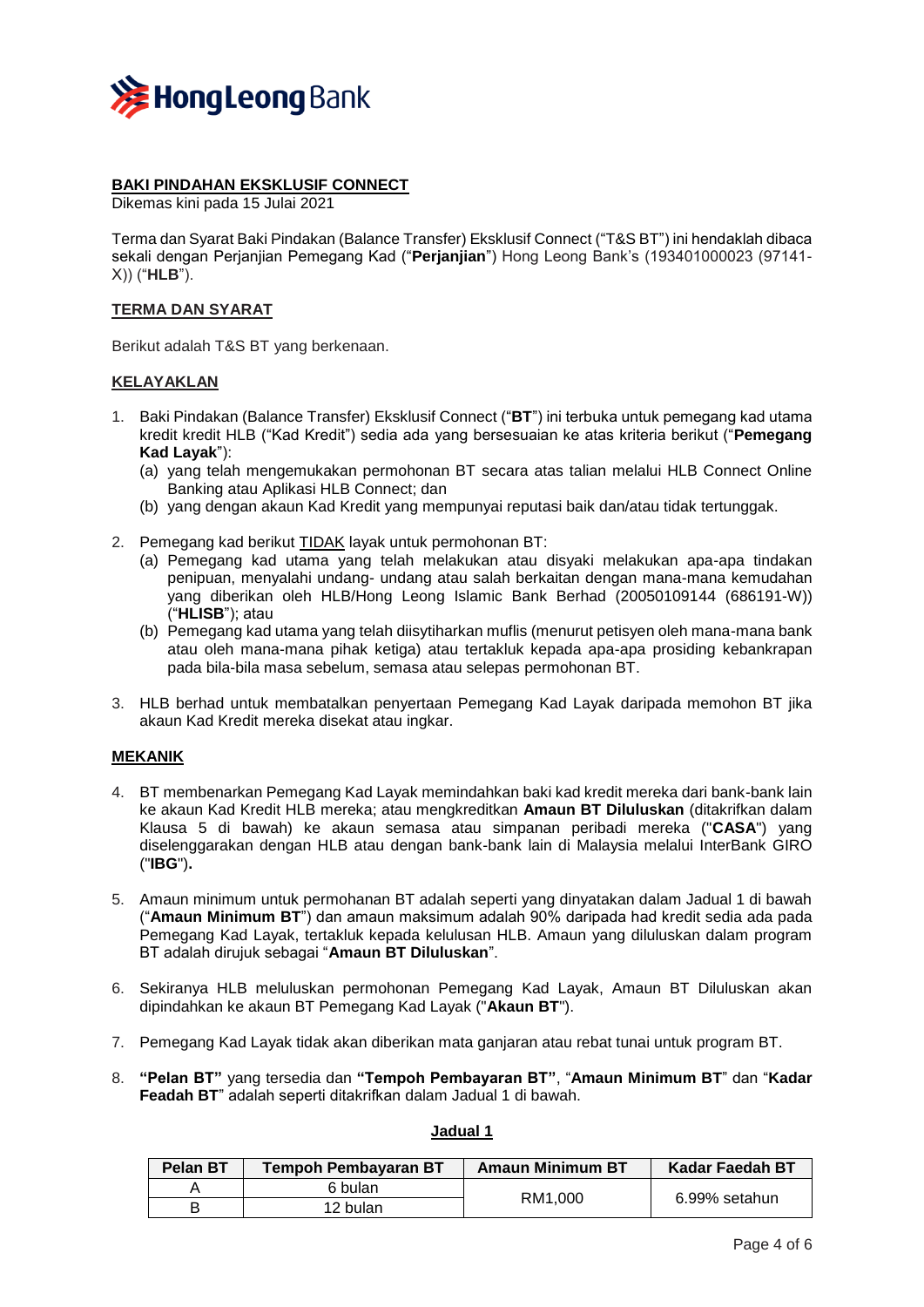**BAKI PINDAHAN EKSKLUSIF CONNECT**

Dikemas kini pada 15 Julai 2021

Terma dan Syarat Baki Pindakan (Balance Transfer) Eksklusif Connect ("T&S BT") ini hendaklah dibaca sekali dengan Perjanjian Pemegang Kad ("**Perjanjian**") Hong Leong Bank's (193401000023 (97141-X)) ("**HLB**").

**TERMA DAN SYARAT**

Berikut adalah T&S BT yang berkenaan.

**KELAYAKLAN**

1. Baki Pindakan (Balance Transfer) Eksklusif Connect ("**BT**") ini terbuka untuk pemegang kad utama kredit kredit HLB ("Kad Kredit") sedia ada yang bersesuaian ke atas kriteria berikut ("**Pemegang Kad Layak**"):
   (a) yang telah mengemukakan permohonan BT secara atas talian melalui HLB Connect Online Banking atau Aplikasi HLB Connect; dan
   (b) yang dengan akaun Kad Kredit yang mempunyai reputasi baik dan/atau tidak tertunggak.

2. Pemegang kad berikut TIDAK layak untuk permohonan BT:
   (a) Pemegang kad utama yang telah melakukan atau disyaki melakukan apa-apa tindakan penipuan, menyalahi undang- undang atau salah berkaitan dengan mana-mana kemudahan yang diberikan oleh HLB/Hong Leong Islamic Bank Berhad (20050109144 (686191-W)) ("**HLISB**"); atau
   (b) Pemegang kad utama yang telah diisytiharkan muflis (menurut petisyen oleh mana-mana bank atau oleh mana-mana pihak ketiga) atau tertakluk kepada apa-apa prosiding kebankrapan pada bila-bila masa sebelum, semasa atau selepas permohonan BT.

3. HLB berhad untuk membatalkan penyertaan Pemegang Kad Layak daripada memohon BT jika akaun Kad Kredit mereka disekat atau ingkar.

**MEKANIK**

4. BT membenarkan Pemegang Kad Layak memindahkan baki kad kredit mereka dari bank-bank lain ke akaun Kad Kredit HLB mereka; atau mengkreditkan **Amaun BT Diluluskan** (ditakrifkan dalam Klausa 5 di bawah) ke akaun semasa atau simpanan peribadi mereka ("**CASA**") yang diselenggarakan dengan HLB atau dengan bank-bank lain di Malaysia melalui InterBank GIRO ("**IBG**")**.**

5. Amaun minimum untuk permohanan BT adalah seperti yang dinyatakan dalam Jadual 1 di bawah ("**Amaun Minimum BT**") dan amaun maksimum adalah 90% daripada had kredit sedia ada pada Pemegang Kad Layak, tertakluk kepada kelulusan HLB. Amaun yang diluluskan dalam program BT adalah dirujuk sebagai "**Amaun BT Diluluskan**".

6. Sekiranya HLB meluluskan permohonan Pemegang Kad Layak, Amaun BT Diluluskan akan dipindahkan ke akaun BT Pemegang Kad Layak ("**Akaun BT**").

7. Pemegang Kad Layak tidak akan diberikan mata ganjaran atau rebat tunai untuk program BT.

8. **"Pelan BT"** yang tersedia dan **"Tempoh Pembayaran BT"**, "**Amaun Minimum BT**" dan "**Kadar Feadah BT**" adalah seperti ditakrifkan dalam Jadual 1 di bawah.

**Jadual 1**

| Pelan BT | Tempoh Pembayaran BT | Amaun Minimum BT | Kadar Faedah BT |
|---|---|---|---|
| A | 6 bulan | RM1,000 | 6.99% setahun |
| B | 12 bulan | | |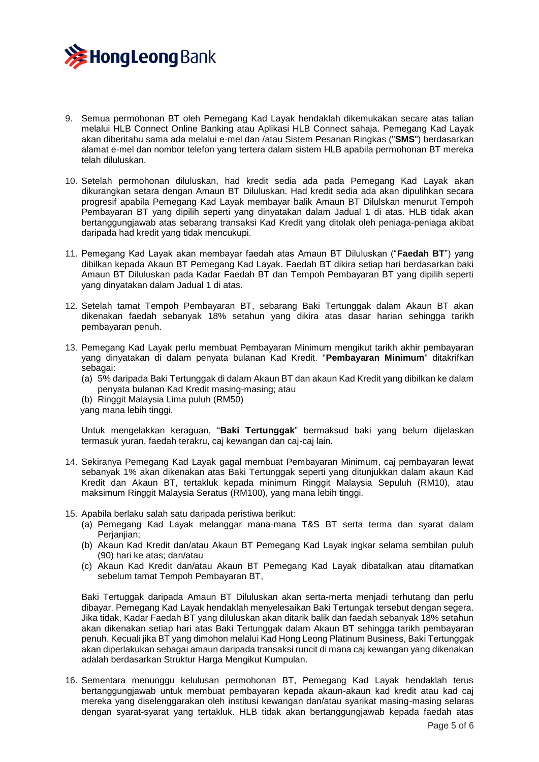9. Semua permohonan BT oleh Pemegang Kad Layak hendaklah dikemukakan secare atas talian melalui HLB Connect Online Banking atau Aplikasi HLB Connect sahaja. Pemegang Kad Layak akan diberitahu sama ada melalui e-mel dan /atau Sistem Pesanan Ringkas ("**SMS**") berdasarkan alamat e-mel dan nombor telefon yang tertera dalam sistem HLB apabila permohonan BT mereka telah diluluskan.

10. Setelah permohonan diluluskan, had kredit sedia ada pada Pemegang Kad Layak akan dikurangkan setara dengan Amaun BT Diluluskan. Had kredit sedia ada akan dipulihkan secara progresif apabila Pemegang Kad Layak membayar balik Amaun BT Dilulskan menurut Tempoh Pembayaran BT yang dipilih seperti yang dinyatakan dalam Jadual 1 di atas. HLB tidak akan bertanggungjawab atas sebarang transaksi Kad Kredit yang ditolak oleh peniaga-peniaga akibat daripada had kredit yang tidak mencukupi.

11. Pemegang Kad Layak akan membayar faedah atas Amaun BT Diluluskan ("**Faedah BT**") yang dibilkan kepada Akaun BT Pemegang Kad Layak. Faedah BT dikira setiap hari berdasarkan baki Amaun BT Diluluskan pada Kadar Faedah BT dan Tempoh Pembayaran BT yang dipilih seperti yang dinyatakan dalam Jadual 1 di atas.

12. Setelah tamat Tempoh Pembayaran BT, sebarang Baki Tertunggak dalam Akaun BT akan dikenakan faedah sebanyak 18% setahun yang dikira atas dasar harian sehingga tarikh pembayaran penuh.

13. Pemegang Kad Layak perlu membuat Pembayaran Minimum mengikut tarikh akhir pembayaran yang dinyatakan di dalam penyata bulanan Kad Kredit. "**Pembayaran Minimum**" ditakrifkan sebagai:
    (a) 5% daripada Baki Tertunggak di dalam Akaun BT dan akaun Kad Kredit yang dibilkan ke dalam penyata bulanan Kad Kredit masing-masing; atau
    (b) Ringgit Malaysia Lima puluh (RM50)
    
    yang mana lebih tinggi.

    Untuk mengelakkan keraguan, "**Baki Tertunggak**" bermaksud baki yang belum dijelaskan termasuk yuran, faedah terakru, caj kewangan dan caj-caj lain.

14. Sekiranya Pemegang Kad Layak gagal membuat Pembayaran Minimum, caj pembayaran lewat sebanyak 1% akan dikenakan atas Baki Tertunggak seperti yang ditunjukkan dalam akaun Kad Kredit dan Akaun BT, tertakluk kepada minimum Ringgit Malaysia Sepuluh (RM10), atau maksimum Ringgit Malaysia Seratus (RM100), yang mana lebih tinggi.

15. Apabila berlaku salah satu daripada peristiwa berikut:
    (a) Pemegang Kad Layak melanggar mana-mana T&S BT serta terma dan syarat dalam Perjanjian;
    (b) Akaun Kad Kredit dan/atau Akaun BT Pemegang Kad Layak ingkar selama sembilan puluh (90) hari ke atas; dan/atau
    (c) Akaun Kad Kredit dan/atau Akaun BT Pemegang Kad Layak dibatalkan atau ditamatkan sebelum tamat Tempoh Pembayaran BT,

    Baki Tertuggak daripada Amaun BT Diluluskan akan serta-merta menjadi terhutang dan perlu dibayar. Pemegang Kad Layak hendaklah menyelesaikan Baki Tertungak tersebut dengan segera. Jika tidak, Kadar Faedah BT yang diluluskan akan ditarik balik dan faedah sebanyak 18% setahun akan dikenakan setiap hari atas Baki Tertunggak dalam Akaun BT sehingga tarikh pembayaran penuh. Kecuali jika BT yang dimohon melalui Kad Hong Leong Platinum Business, Baki Tertunggak akan diperlakukan sebagai amaun daripada transaksi runcit di mana caj kewangan yang dikenakan adalah berdasarkan Struktur Harga Mengikut Kumpulan.

16. Sementara menunggu kelulusan permohonan BT, Pemegang Kad Layak hendaklah terus bertanggungjawab untuk membuat pembayaran kepada akaun-akaun kad kredit atau kad caj mereka yang diselenggarakan oleh institusi kewangan dan/atau syarikat masing-masing selaras dengan syarat-syarat yang tertakluk. HLB tidak akan bertanggungjawab kepada faedah atas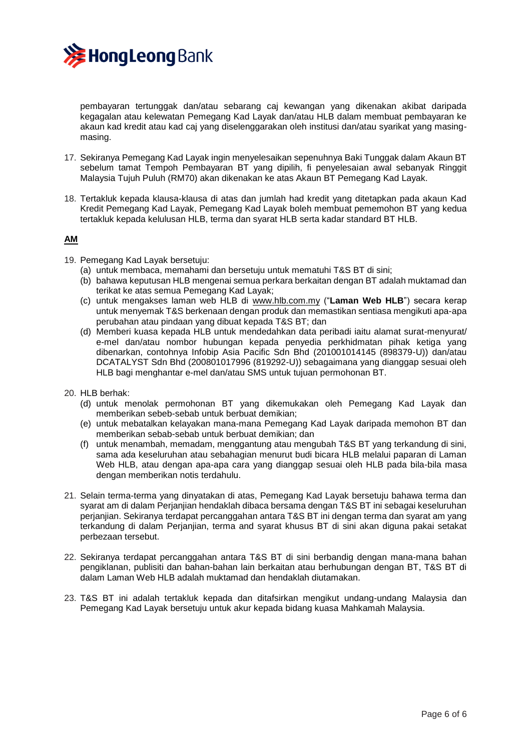pembayaran tertunggak dan/atau sebarang caj kewangan yang dikenakan akibat daripada kegagalan atau kelewatan Pemegang Kad Layak dan/atau HLB dalam membuat pembayaran ke akaun kad kredit atau kad caj yang diselenggarakan oleh institusi dan/atau syarikat yang masing-masing.

17. Sekiranya Pemegang Kad Layak ingin menyelesaikan sepenuhnya Baki Tunggak dalam Akaun BT sebelum tamat Tempoh Pembayaran BT yang dipilih, fi penyelesaian awal sebanyak Ringgit Malaysia Tujuh Puluh (RM70) akan dikenakan ke atas Akaun BT Pemegang Kad Layak.

18. Tertakluk kepada klausa-klausa di atas dan jumlah had kredit yang ditetapkan pada akaun Kad Kredit Pemegang Kad Layak, Pemegang Kad Layak boleh membuat pememohon BT yang kedua tertakluk kepada kelulusan HLB, terma dan syarat HLB serta kadar standard BT HLB.

**AM**

19. Pemegang Kad Layak bersetuju:
    (a) untuk membaca, memahami dan bersetuju untuk mematuhi T&S BT di sini;
    (b) bahawa keputusan HLB mengenai semua perkara berkaitan dengan BT adalah muktamad dan terikat ke atas semua Pemegang Kad Layak;
    (c) untuk mengakses laman web HLB di www.hlb.com.my ("**Laman Web HLB**") secara kerap untuk menyemak T&S berkenaan dengan produk dan memastikan sentiasa mengikuti apa-apa perubahan atau pindaan yang dibuat kepada T&S BT; dan
    (d) Memberi kuasa kepada HLB untuk mendedahkan data peribadi iaitu alamat surat-menyurat/ e-mel dan/atau nombor hubungan kepada penyedia perkhidmatan pihak ketiga yang dibenarkan, contohnya Infobip Asia Pacific Sdn Bhd (201001014145 (898379-U)) dan/atau DCATALYST Sdn Bhd (200801017996 (819292-U)) sebagaimana yang dianggap sesuai oleh HLB bagi menghantar e-mel dan/atau SMS untuk tujuan permohonan BT.

20. HLB berhak:
    (d) untuk menolak permohonan BT yang dikemukakan oleh Pemegang Kad Layak dan memberikan sebeb-sebab untuk berbuat demikian;
    (e) untuk mebatalkan kelayakan mana-mana Pemegang Kad Layak daripada memohon BT dan memberikan sebab-sebab untuk berbuat demikian; dan
    (f) untuk menambah, memadam, menggantung atau mengubah T&S BT yang terkandung di sini, sama ada keseluruhan atau sebahagian menurut budi bicara HLB melalui paparan di Laman Web HLB, atau dengan apa-apa cara yang dianggap sesuai oleh HLB pada bila-bila masa dengan memberikan notis terdahulu.

21. Selain terma-terma yang dinyatakan di atas, Pemegang Kad Layak bersetuju bahawa terma dan syarat am di dalam Perjanjian hendaklah dibaca bersama dengan T&S BT ini sebagai keseluruhan perjanjian. Sekiranya terdapat percanggahan antara T&S BT ini dengan terma dan syarat am yang terkandung di dalam Perjanjian, terma and syarat khusus BT di sini akan diguna pakai setakat perbezaan tersebut.

22. Sekiranya terdapat percanggahan antara T&S BT di sini berbandig dengan mana-mana bahan pengiklanan, publisiti dan bahan-bahan lain berkaitan atau berhubungan dengan BT, T&S BT di dalam Laman Web HLB adalah muktamad dan hendaklah diutamakan.

23. T&S BT ini adalah tertakluk kepada dan ditafsirkan mengikut undang-undang Malaysia dan Pemegang Kad Layak bersetuju untuk akur kepada bidang kuasa Mahkamah Malaysia.